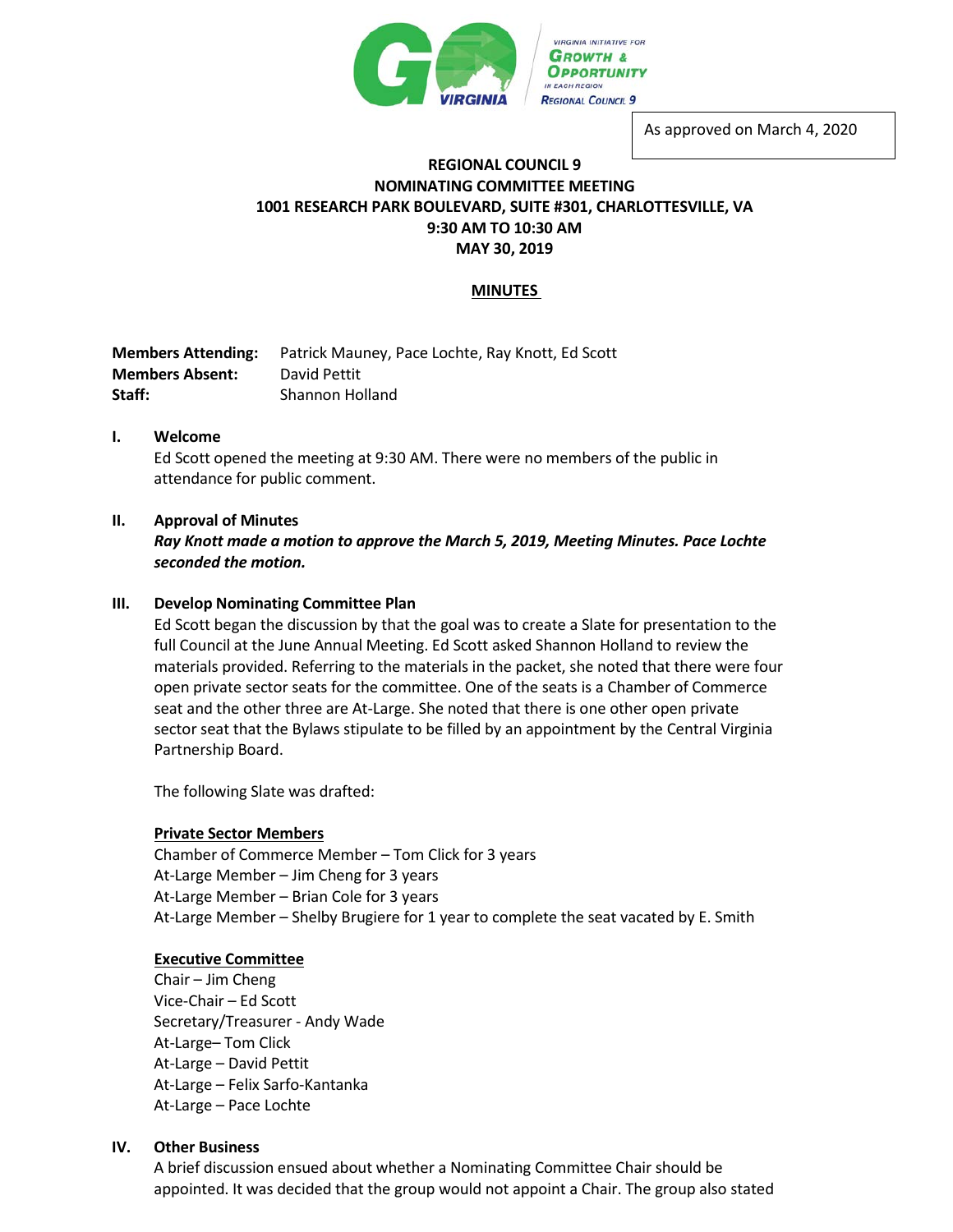As approved on March 4, 2020

**REGIONAL COUNCIL 9**
**NOMINATING COMMITTEE MEETING**
**1001 RESEARCH PARK BOULEVARD, SUITE #301, CHARLOTTESVILLE, VA**
**9:30 AM TO 10:30 AM**
**MAY 30, 2019**

**MINUTES**

**Members Attending:** Patrick Mauney, Pace Lochte, Ray Knott, Ed Scott
**Members Absent:** David Pettit
**Staff:** Shannon Holland

## I. Welcome

Ed Scott opened the meeting at 9:30 AM. There were no members of the public in attendance for public comment.

## II. Approval of Minutes

***Ray Knott made a motion to approve the March 5, 2019, Meeting Minutes. Pace Lochte seconded the motion.***

## III. Develop Nominating Committee Plan

Ed Scott began the discussion by that the goal was to create a Slate for presentation to the full Council at the June Annual Meeting. Ed Scott asked Shannon Holland to review the materials provided. Referring to the materials in the packet, she noted that there were four open private sector seats for the committee. One of the seats is a Chamber of Commerce seat and the other three are At-Large. She noted that there is one other open private sector seat that the Bylaws stipulate to be filled by an appointment by the Central Virginia Partnership Board.

The following Slate was drafted:

**Private Sector Members**

Chamber of Commerce Member – Tom Click for 3 years
At-Large Member – Jim Cheng for 3 years
At-Large Member – Brian Cole for 3 years
At-Large Member – Shelby Brugiere for 1 year to complete the seat vacated by E. Smith

**Executive Committee**

Chair – Jim Cheng
Vice-Chair – Ed Scott
Secretary/Treasurer - Andy Wade
At-Large– Tom Click
At-Large – David Pettit
At-Large – Felix Sarfo-Kantanka
At-Large – Pace Lochte

## IV. Other Business

A brief discussion ensued about whether a Nominating Committee Chair should be appointed. It was decided that the group would not appoint a Chair. The group also stated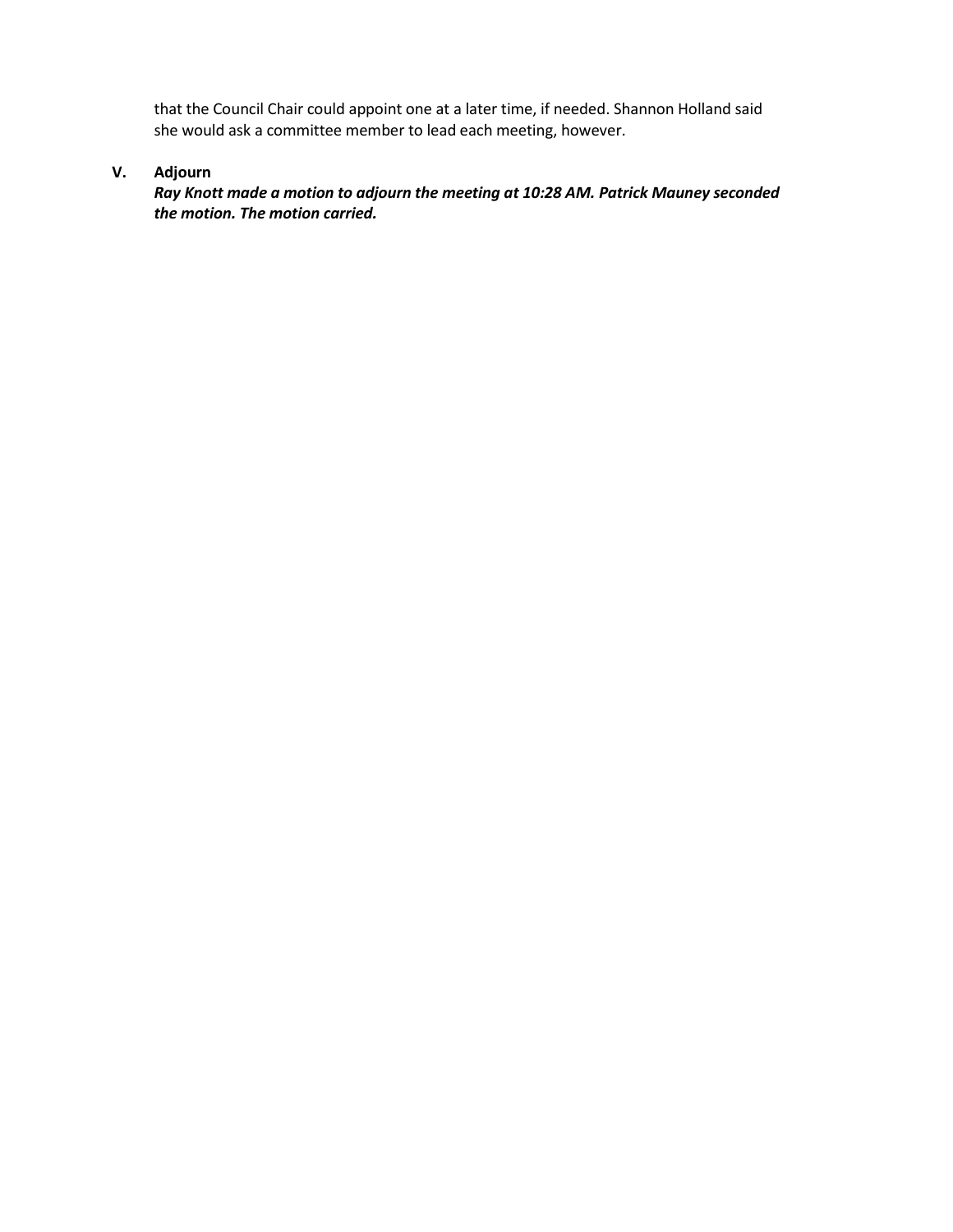that the Council Chair could appoint one at a later time, if needed. Shannon Holland said she would ask a committee member to lead each meeting, however.

## V. Adjourn

***Ray Knott made a motion to adjourn the meeting at 10:28 AM. Patrick Mauney seconded the motion. The motion carried.***